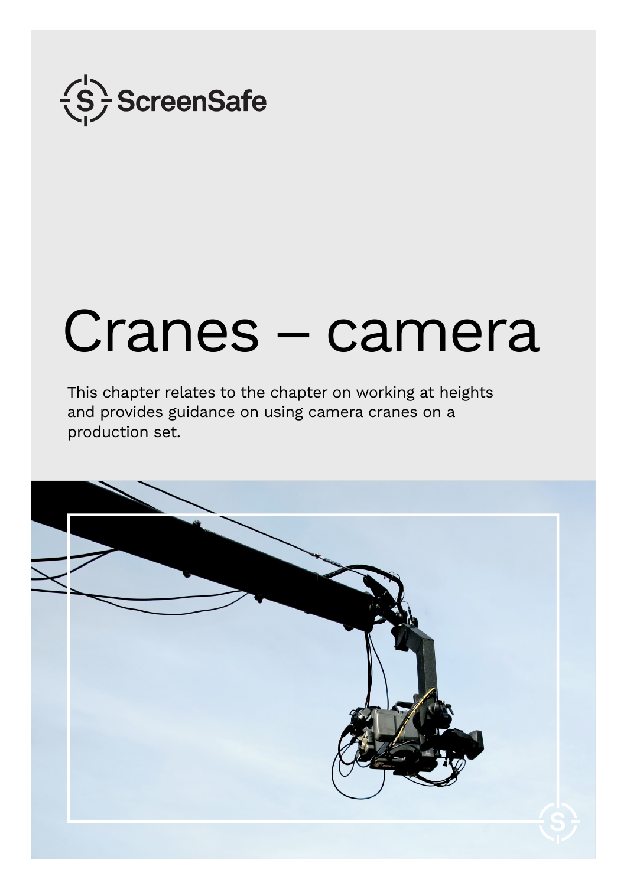ScreenSafe

# Cranes – camera

This chapter relates to the chapter on working at heights and provides guidance on using camera cranes on a production set.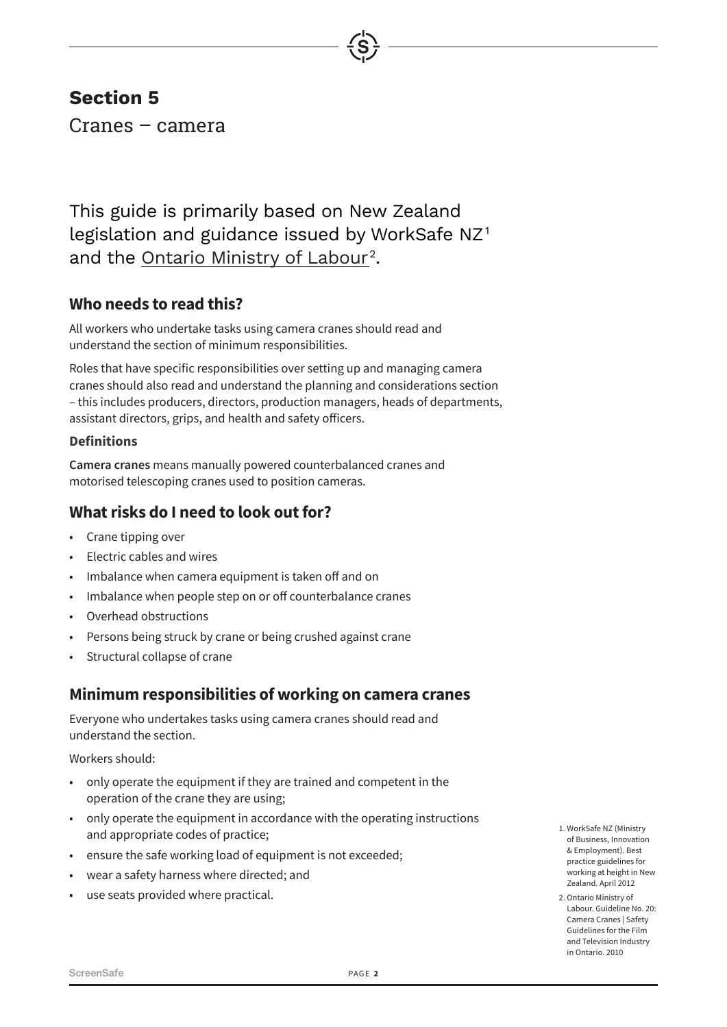## Section 5

Cranes – camera

This guide is primarily based on New Zealand legislation and guidance issued by WorkSafe NZ[1] and the Ontario Ministry of Labour[2].

### Who needs to read this?

All workers who undertake tasks using camera cranes should read and understand the section of minimum responsibilities.

Roles that have specific responsibilities over setting up and managing camera cranes should also read and understand the planning and considerations section – this includes producers, directors, production managers, heads of departments, assistant directors, grips, and health and safety officers.

#### Definitions

**Camera cranes** means manually powered counterbalanced cranes and motorised telescoping cranes used to position cameras.

### What risks do I need to look out for?

- Crane tipping over
- Electric cables and wires
- Imbalance when camera equipment is taken off and on
- Imbalance when people step on or off counterbalance cranes
- Overhead obstructions
- Persons being struck by crane or being crushed against crane
- Structural collapse of crane

### Minimum responsibilities of working on camera cranes

Everyone who undertakes tasks using camera cranes should read and understand the section.

Workers should:

- only operate the equipment if they are trained and competent in the operation of the crane they are using;
- only operate the equipment in accordance with the operating instructions and appropriate codes of practice;
- ensure the safe working load of equipment is not exceeded;
- wear a safety harness where directed; and
- use seats provided where practical.

1. WorkSafe NZ (Ministry of Business, Innovation & Employment). Best practice guidelines for working at height in New Zealand. April 2012
2. Ontario Ministry of Labour. Guideline No. 20: Camera Cranes | Safety Guidelines for the Film and Television Industry in Ontario. 2010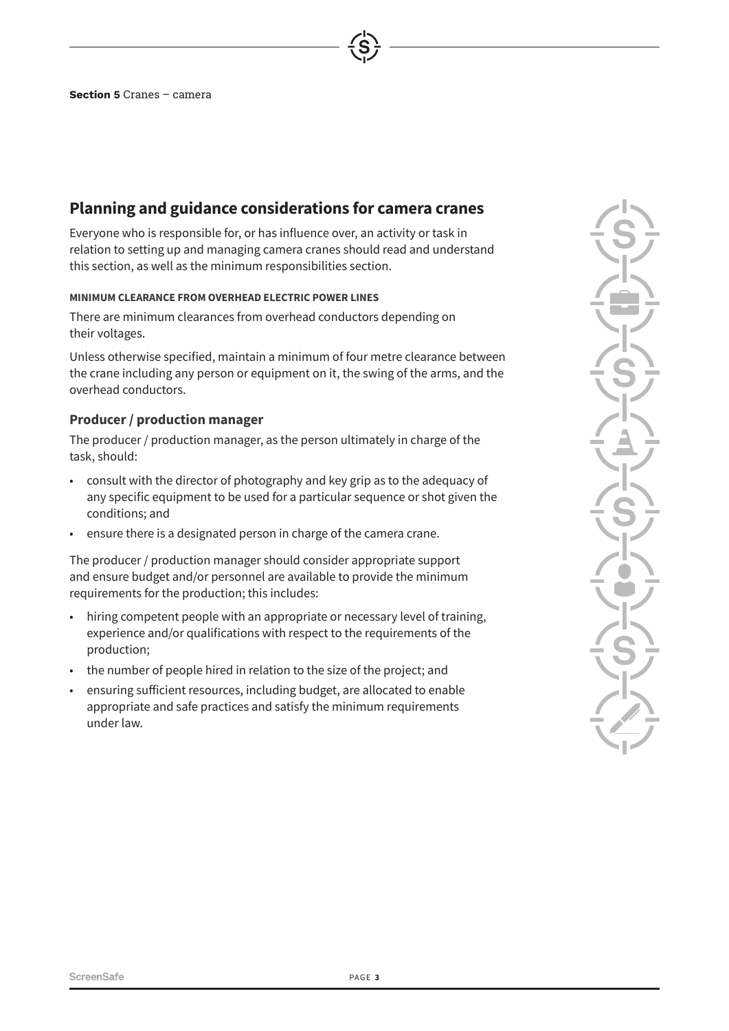## Planning and guidance considerations for camera cranes

Everyone who is responsible for, or has influence over, an activity or task in relation to setting up and managing camera cranes should read and understand this section, as well as the minimum responsibilities section.

#### MINIMUM CLEARANCE FROM OVERHEAD ELECTRIC POWER LINES

There are minimum clearances from overhead conductors depending on their voltages.

Unless otherwise specified, maintain a minimum of four metre clearance between the crane including any person or equipment on it, the swing of the arms, and the overhead conductors.

### Producer / production manager

The producer / production manager, as the person ultimately in charge of the task, should:

- consult with the director of photography and key grip as to the adequacy of any specific equipment to be used for a particular sequence or shot given the conditions; and
- ensure there is a designated person in charge of the camera crane.

The producer / production manager should consider appropriate support and ensure budget and/or personnel are available to provide the minimum requirements for the production; this includes:

- hiring competent people with an appropriate or necessary level of training, experience and/or qualifications with respect to the requirements of the production;
- the number of people hired in relation to the size of the project; and
- ensuring sufficient resources, including budget, are allocated to enable appropriate and safe practices and satisfy the minimum requirements under law.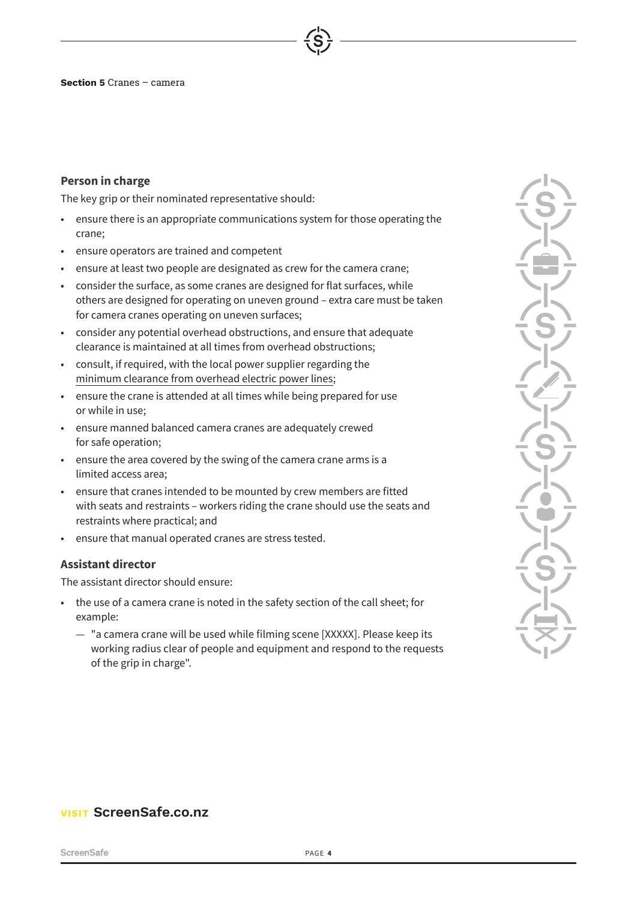## Person in charge

The key grip or their nominated representative should:

- ensure there is an appropriate communications system for those operating the crane;
- ensure operators are trained and competent
- ensure at least two people are designated as crew for the camera crane;
- consider the surface, as some cranes are designed for flat surfaces, while others are designed for operating on uneven ground – extra care must be taken for camera cranes operating on uneven surfaces;
- consider any potential overhead obstructions, and ensure that adequate clearance is maintained at all times from overhead obstructions;
- consult, if required, with the local power supplier regarding the minimum clearance from overhead electric power lines;
- ensure the crane is attended at all times while being prepared for use or while in use;
- ensure manned balanced camera cranes are adequately crewed for safe operation;
- ensure the area covered by the swing of the camera crane arms is a limited access area;
- ensure that cranes intended to be mounted by crew members are fitted with seats and restraints – workers riding the crane should use the seats and restraints where practical; and
- ensure that manual operated cranes are stress tested.

## Assistant director

The assistant director should ensure:

- the use of a camera crane is noted in the safety section of the call sheet; for example:
  - "a camera crane will be used while filming scene [XXXXX]. Please keep its working radius clear of people and equipment and respond to the requests of the grip in charge".

**VISIT ScreenSafe.co.nz**